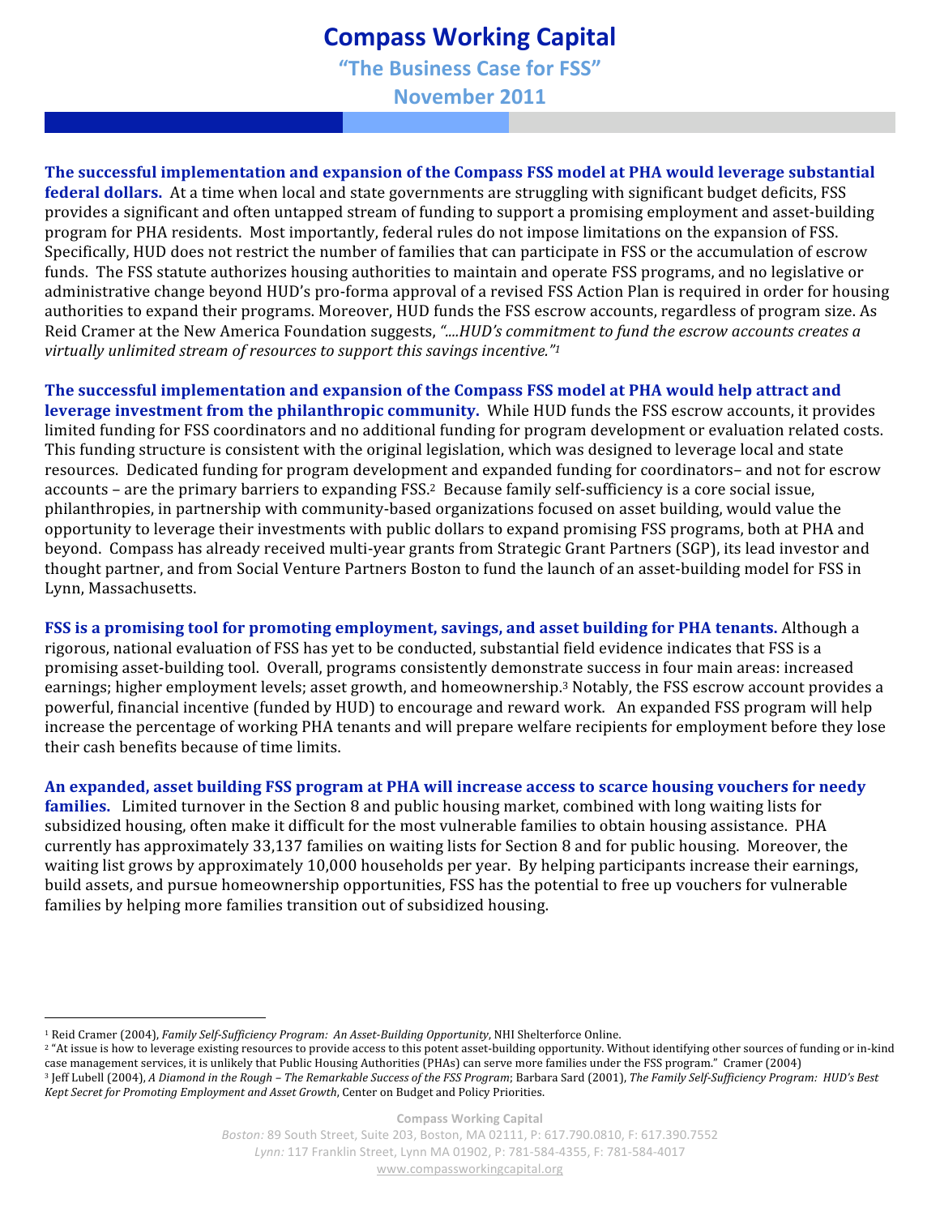# Compass Working Capital

## "The Business Case for FSS"

## November 2011

**The successful implementation and expansion of the Compass FSS model at PHA would leverage substantial federal dollars.** At a time when local and state governments are struggling with significant budget deficits, FSS provides a significant and often untapped stream of funding to support a promising employment and asset-building program for PHA residents. Most importantly, federal rules do not impose limitations on the expansion of FSS. Specifically, HUD does not restrict the number of families that can participate in FSS or the accumulation of escrow funds. The FSS statute authorizes housing authorities to maintain and operate FSS programs, and no legislative or administrative change beyond HUD's pro-forma approval of a revised FSS Action Plan is required in order for housing authorities to expand their programs. Moreover, HUD funds the FSS escrow accounts, regardless of program size. As Reid Cramer at the New America Foundation suggests, *"....HUD's commitment to fund the escrow accounts creates a virtually unlimited stream of resources to support this savings incentive."*[1]

**The successful implementation and expansion of the Compass FSS model at PHA would help attract and leverage investment from the philanthropic community.** While HUD funds the FSS escrow accounts, it provides limited funding for FSS coordinators and no additional funding for program development or evaluation related costs. This funding structure is consistent with the original legislation, which was designed to leverage local and state resources. Dedicated funding for program development and expanded funding for coordinators– and not for escrow accounts – are the primary barriers to expanding FSS.[2] Because family self-sufficiency is a core social issue, philanthropies, in partnership with community-based organizations focused on asset building, would value the opportunity to leverage their investments with public dollars to expand promising FSS programs, both at PHA and beyond. Compass has already received multi-year grants from Strategic Grant Partners (SGP), its lead investor and thought partner, and from Social Venture Partners Boston to fund the launch of an asset-building model for FSS in Lynn, Massachusetts.

**FSS is a promising tool for promoting employment, savings, and asset building for PHA tenants.** Although a rigorous, national evaluation of FSS has yet to be conducted, substantial field evidence indicates that FSS is a promising asset-building tool. Overall, programs consistently demonstrate success in four main areas: increased earnings; higher employment levels; asset growth, and homeownership.[3] Notably, the FSS escrow account provides a powerful, financial incentive (funded by HUD) to encourage and reward work. An expanded FSS program will help increase the percentage of working PHA tenants and will prepare welfare recipients for employment before they lose their cash benefits because of time limits.

**An expanded, asset building FSS program at PHA will increase access to scarce housing vouchers for needy families.** Limited turnover in the Section 8 and public housing market, combined with long waiting lists for subsidized housing, often make it difficult for the most vulnerable families to obtain housing assistance. PHA currently has approximately 33,137 families on waiting lists for Section 8 and for public housing. Moreover, the waiting list grows by approximately 10,000 households per year. By helping participants increase their earnings, build assets, and pursue homeownership opportunities, FSS has the potential to free up vouchers for vulnerable families by helping more families transition out of subsidized housing.

---

[1] Reid Cramer (2004), *Family Self-Sufficiency Program: An Asset-Building Opportunity*, NHI Shelterforce Online.

[2] "At issue is how to leverage existing resources to provide access to this potent asset-building opportunity. Without identifying other sources of funding or in-kind case management services, it is unlikely that Public Housing Authorities (PHAs) can serve more families under the FSS program." Cramer (2004)

[3] Jeff Lubell (2004), *A Diamond in the Rough – The Remarkable Success of the FSS Program*; Barbara Sard (2001), *The Family Self-Sufficiency Program: HUD's Best Kept Secret for Promoting Employment and Asset Growth*, Center on Budget and Policy Priorities.

Compass Working Capital

*Boston:* 89 South Street, Suite 203, Boston, MA 02111, P: 617.790.0810, F: 617.390.7552

*Lynn:* 117 Franklin Street, Lynn MA 01902, P: 781-584-4355, F: 781-584-4017

www.compassworkingcapital.org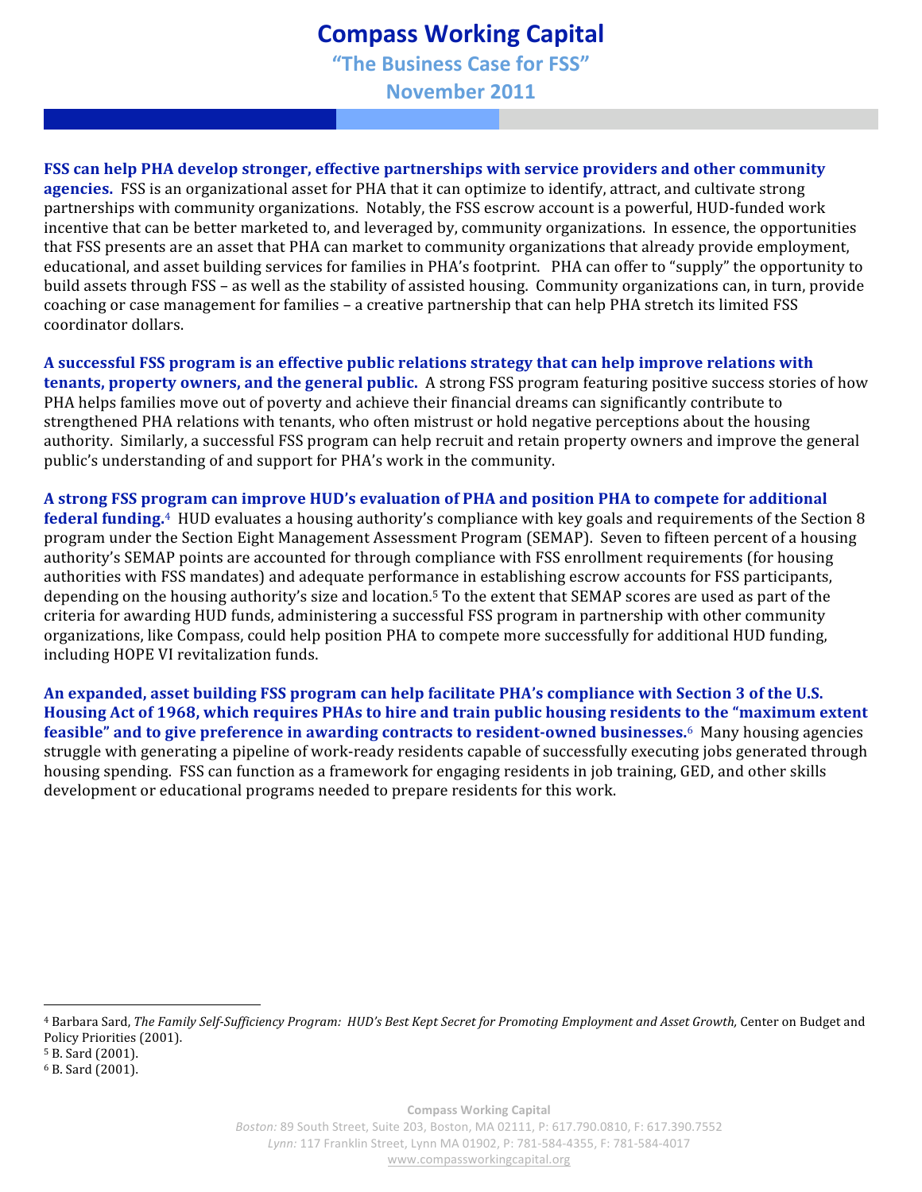**FSS can help PHA develop stronger, effective partnerships with service providers and other community agencies.** FSS is an organizational asset for PHA that it can optimize to identify, attract, and cultivate strong partnerships with community organizations. Notably, the FSS escrow account is a powerful, HUD-funded work incentive that can be better marketed to, and leveraged by, community organizations. In essence, the opportunities that FSS presents are an asset that PHA can market to community organizations that already provide employment, educational, and asset building services for families in PHA's footprint. PHA can offer to "supply" the opportunity to build assets through FSS – as well as the stability of assisted housing. Community organizations can, in turn, provide coaching or case management for families – a creative partnership that can help PHA stretch its limited FSS coordinator dollars.

**A successful FSS program is an effective public relations strategy that can help improve relations with tenants, property owners, and the general public.** A strong FSS program featuring positive success stories of how PHA helps families move out of poverty and achieve their financial dreams can significantly contribute to strengthened PHA relations with tenants, who often mistrust or hold negative perceptions about the housing authority. Similarly, a successful FSS program can help recruit and retain property owners and improve the general public's understanding of and support for PHA's work in the community.

**A strong FSS program can improve HUD's evaluation of PHA and position PHA to compete for additional federal funding.**[4] HUD evaluates a housing authority's compliance with key goals and requirements of the Section 8 program under the Section Eight Management Assessment Program (SEMAP). Seven to fifteen percent of a housing authority's SEMAP points are accounted for through compliance with FSS enrollment requirements (for housing authorities with FSS mandates) and adequate performance in establishing escrow accounts for FSS participants, depending on the housing authority's size and location.[5] To the extent that SEMAP scores are used as part of the criteria for awarding HUD funds, administering a successful FSS program in partnership with other community organizations, like Compass, could help position PHA to compete more successfully for additional HUD funding, including HOPE VI revitalization funds.

**An expanded, asset building FSS program can help facilitate PHA's compliance with Section 3 of the U.S. Housing Act of 1968, which requires PHAs to hire and train public housing residents to the "maximum extent feasible" and to give preference in awarding contracts to resident-owned businesses.**[6] Many housing agencies struggle with generating a pipeline of work-ready residents capable of successfully executing jobs generated through housing spending. FSS can function as a framework for engaging residents in job training, GED, and other skills development or educational programs needed to prepare residents for this work.

---

[4] Barbara Sard, *The Family Self-Sufficiency Program: HUD's Best Kept Secret for Promoting Employment and Asset Growth,* Center on Budget and Policy Priorities (2001).

[5] B. Sard (2001).

[6] B. Sard (2001).